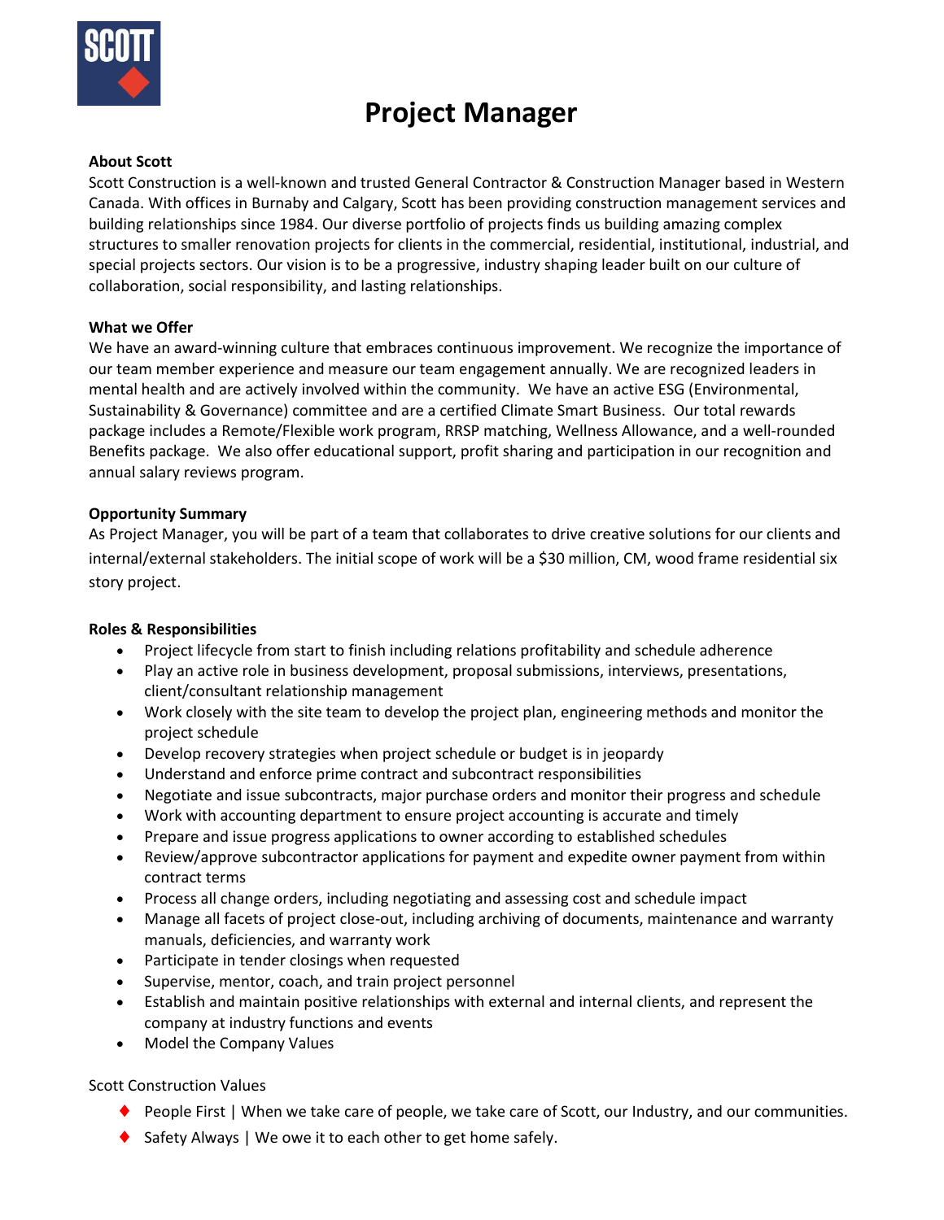# Project Manager

**About Scott**

Scott Construction is a well-known and trusted General Contractor & Construction Manager based in Western Canada. With offices in Burnaby and Calgary, Scott has been providing construction management services and building relationships since 1984. Our diverse portfolio of projects finds us building amazing complex structures to smaller renovation projects for clients in the commercial, residential, institutional, industrial, and special projects sectors. Our vision is to be a progressive, industry shaping leader built on our culture of collaboration, social responsibility, and lasting relationships.

**What we Offer**

We have an award-winning culture that embraces continuous improvement. We recognize the importance of our team member experience and measure our team engagement annually. We are recognized leaders in mental health and are actively involved within the community. We have an active ESG (Environmental, Sustainability & Governance) committee and are a certified Climate Smart Business. Our total rewards package includes a Remote/Flexible work program, RRSP matching, Wellness Allowance, and a well-rounded Benefits package. We also offer educational support, profit sharing and participation in our recognition and annual salary reviews program.

**Opportunity Summary**

As Project Manager, you will be part of a team that collaborates to drive creative solutions for our clients and internal/external stakeholders. The initial scope of work will be a $30 million, CM, wood frame residential six story project.

**Roles & Responsibilities**

- Project lifecycle from start to finish including relations profitability and schedule adherence
- Play an active role in business development, proposal submissions, interviews, presentations, client/consultant relationship management
- Work closely with the site team to develop the project plan, engineering methods and monitor the project schedule
- Develop recovery strategies when project schedule or budget is in jeopardy
- Understand and enforce prime contract and subcontract responsibilities
- Negotiate and issue subcontracts, major purchase orders and monitor their progress and schedule
- Work with accounting department to ensure project accounting is accurate and timely
- Prepare and issue progress applications to owner according to established schedules
- Review/approve subcontractor applications for payment and expedite owner payment from within contract terms
- Process all change orders, including negotiating and assessing cost and schedule impact
- Manage all facets of project close-out, including archiving of documents, maintenance and warranty manuals, deficiencies, and warranty work
- Participate in tender closings when requested
- Supervise, mentor, coach, and train project personnel
- Establish and maintain positive relationships with external and internal clients, and represent the company at industry functions and events
- Model the Company Values

Scott Construction Values

- People First | When we take care of people, we take care of Scott, our Industry, and our communities.
- Safety Always | We owe it to each other to get home safely.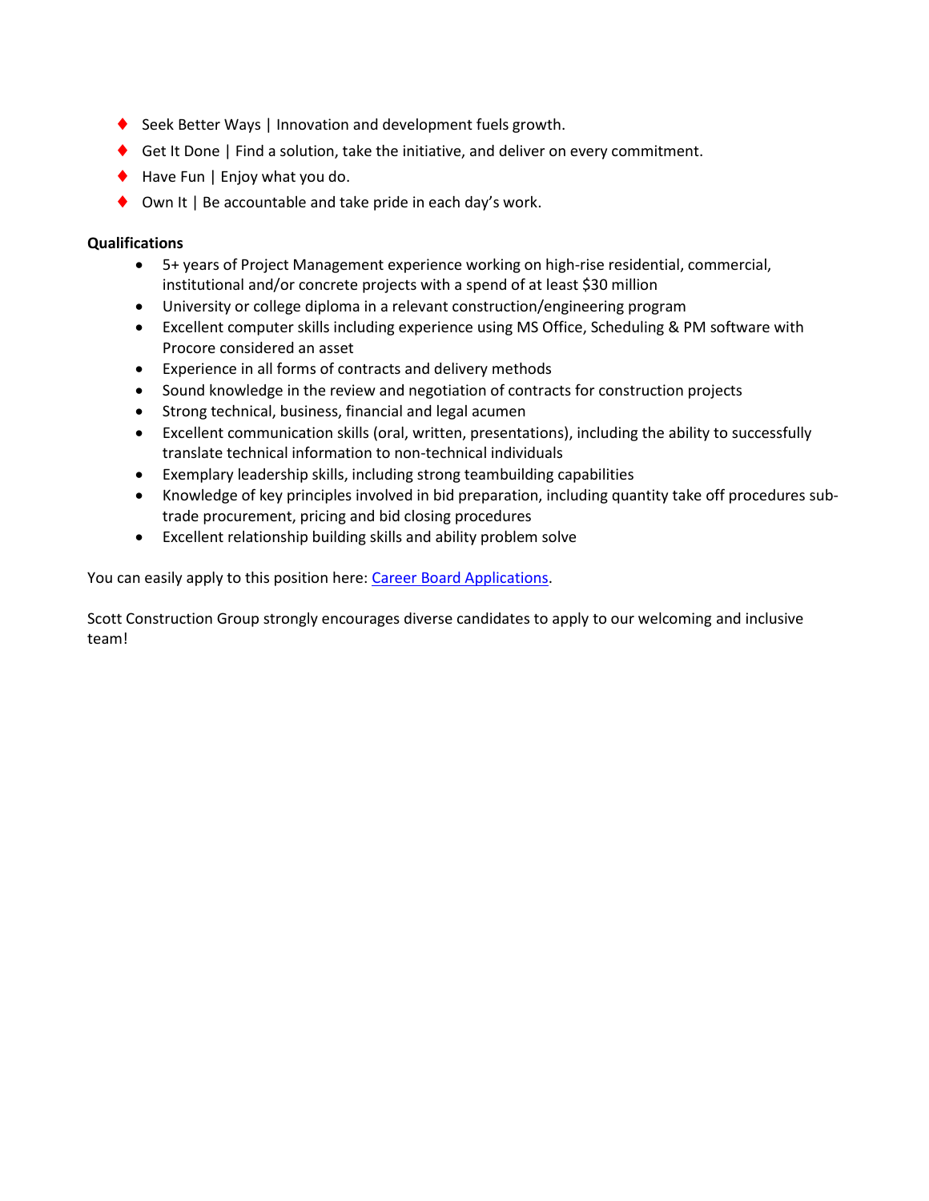- ♦ Seek Better Ways | Innovation and development fuels growth.
- ♦ Get It Done | Find a solution, take the initiative, and deliver on every commitment.
- ♦ Have Fun | Enjoy what you do.
- ♦ Own It | Be accountable and take pride in each day's work.

**Qualifications**

- 5+ years of Project Management experience working on high-rise residential, commercial, institutional and/or concrete projects with a spend of at least $30 million
- University or college diploma in a relevant construction/engineering program
- Excellent computer skills including experience using MS Office, Scheduling & PM software with Procore considered an asset
- Experience in all forms of contracts and delivery methods
- Sound knowledge in the review and negotiation of contracts for construction projects
- Strong technical, business, financial and legal acumen
- Excellent communication skills (oral, written, presentations), including the ability to successfully translate technical information to non-technical individuals
- Exemplary leadership skills, including strong teambuilding capabilities
- Knowledge of key principles involved in bid preparation, including quantity take off procedures sub-trade procurement, pricing and bid closing procedures
- Excellent relationship building skills and ability problem solve

You can easily apply to this position here: Career Board Applications.

Scott Construction Group strongly encourages diverse candidates to apply to our welcoming and inclusive team!